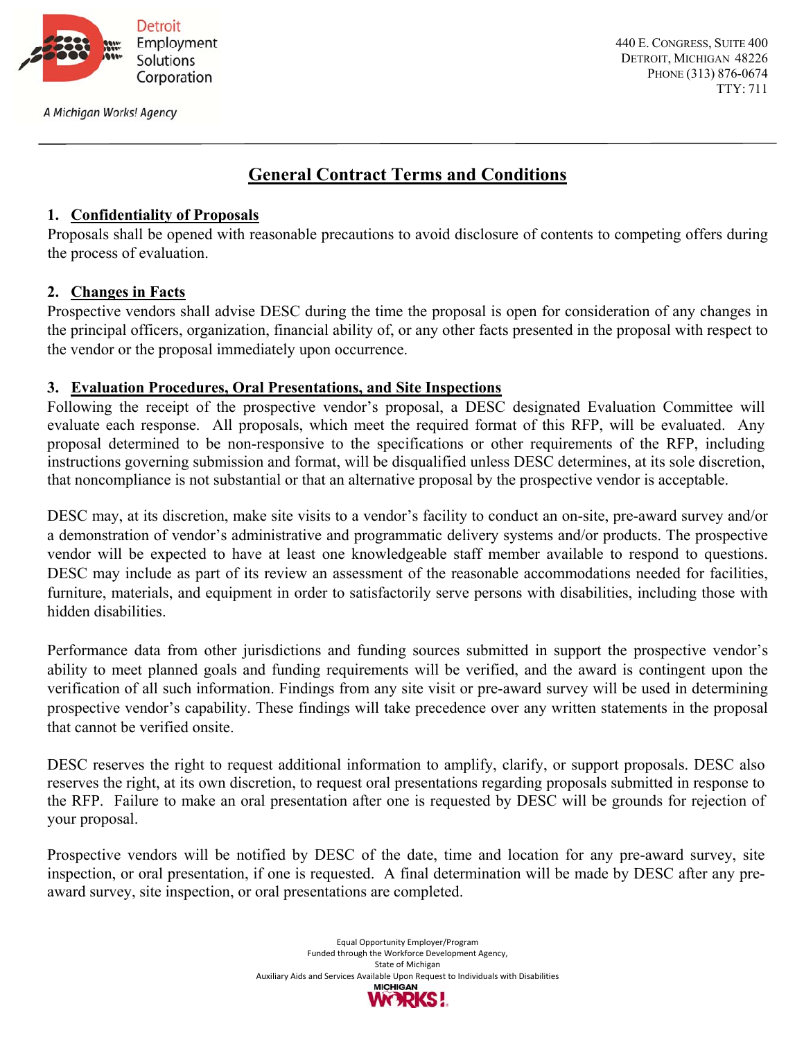Detroit Employment Solutions Corporation

*A Michigan Works! Agency*

440 E. Congress, Suite 400
Detroit, Michigan 48226
Phone (313) 876-0674
TTY: 711

# General Contract Terms and Conditions

## 1. Confidentiality of Proposals

Proposals shall be opened with reasonable precautions to avoid disclosure of contents to competing offers during the process of evaluation.

## 2. Changes in Facts

Prospective vendors shall advise DESC during the time the proposal is open for consideration of any changes in the principal officers, organization, financial ability of, or any other facts presented in the proposal with respect to the vendor or the proposal immediately upon occurrence.

## 3. Evaluation Procedures, Oral Presentations, and Site Inspections

Following the receipt of the prospective vendor's proposal, a DESC designated Evaluation Committee will evaluate each response. All proposals, which meet the required format of this RFP, will be evaluated. Any proposal determined to be non-responsive to the specifications or other requirements of the RFP, including instructions governing submission and format, will be disqualified unless DESC determines, at its sole discretion, that noncompliance is not substantial or that an alternative proposal by the prospective vendor is acceptable.

DESC may, at its discretion, make site visits to a vendor's facility to conduct an on-site, pre-award survey and/or a demonstration of vendor's administrative and programmatic delivery systems and/or products. The prospective vendor will be expected to have at least one knowledgeable staff member available to respond to questions. DESC may include as part of its review an assessment of the reasonable accommodations needed for facilities, furniture, materials, and equipment in order to satisfactorily serve persons with disabilities, including those with hidden disabilities.

Performance data from other jurisdictions and funding sources submitted in support the prospective vendor's ability to meet planned goals and funding requirements will be verified, and the award is contingent upon the verification of all such information. Findings from any site visit or pre-award survey will be used in determining prospective vendor's capability. These findings will take precedence over any written statements in the proposal that cannot be verified onsite.

DESC reserves the right to request additional information to amplify, clarify, or support proposals. DESC also reserves the right, at its own discretion, to request oral presentations regarding proposals submitted in response to the RFP. Failure to make an oral presentation after one is requested by DESC will be grounds for rejection of your proposal.

Prospective vendors will be notified by DESC of the date, time and location for any pre-award survey, site inspection, or oral presentation, if one is requested. A final determination will be made by DESC after any pre-award survey, site inspection, or oral presentations are completed.

Equal Opportunity Employer/Program
Funded through the Workforce Development Agency,
State of Michigan
Auxiliary Aids and Services Available Upon Request to Individuals with Disabilities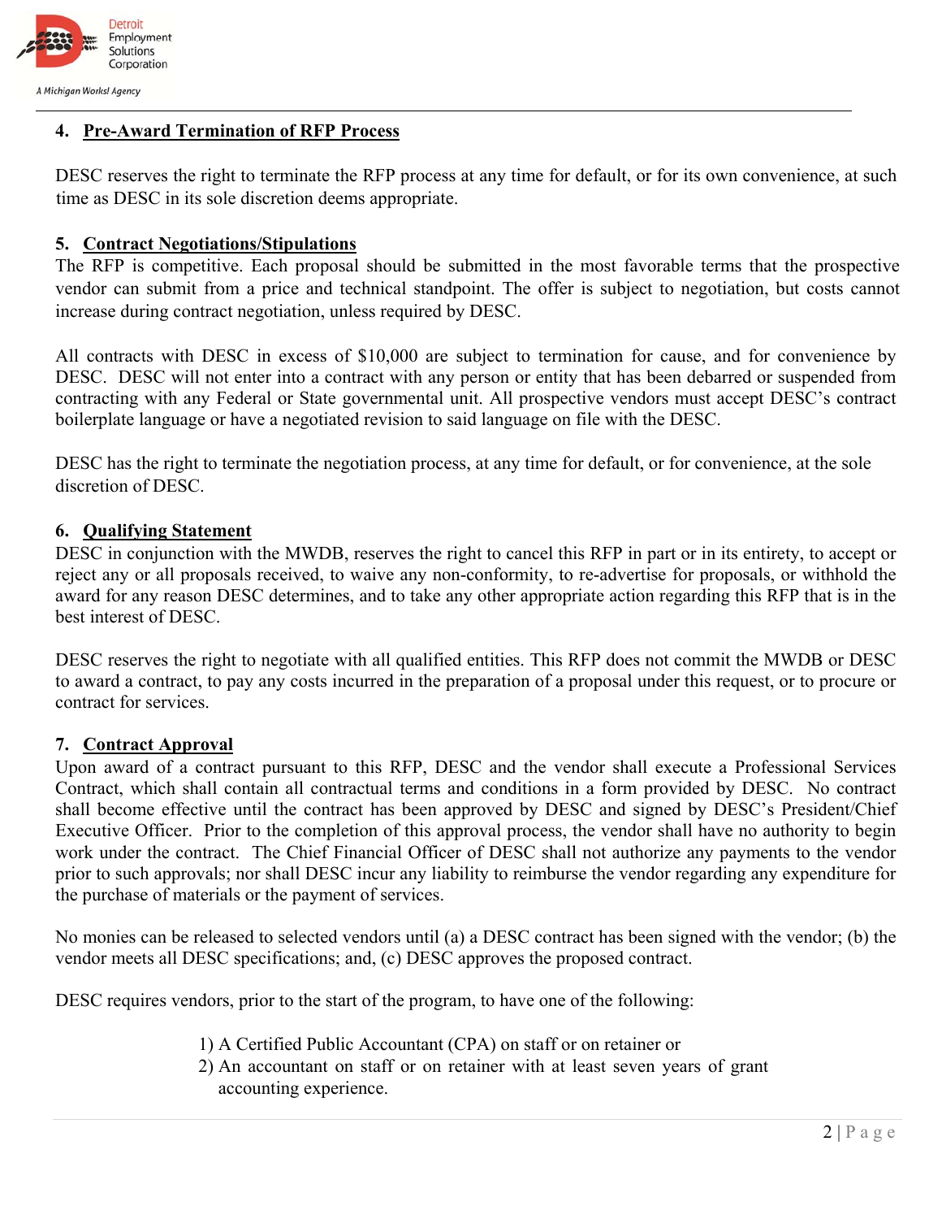#### 4. Pre-Award Termination of RFP Process

DESC reserves the right to terminate the RFP process at any time for default, or for its own convenience, at such time as DESC in its sole discretion deems appropriate.

#### 5. Contract Negotiations/Stipulations

The RFP is competitive. Each proposal should be submitted in the most favorable terms that the prospective vendor can submit from a price and technical standpoint. The offer is subject to negotiation, but costs cannot increase during contract negotiation, unless required by DESC.

All contracts with DESC in excess of $10,000 are subject to termination for cause, and for convenience by DESC. DESC will not enter into a contract with any person or entity that has been debarred or suspended from contracting with any Federal or State governmental unit. All prospective vendors must accept DESC's contract boilerplate language or have a negotiated revision to said language on file with the DESC.

DESC has the right to terminate the negotiation process, at any time for default, or for convenience, at the sole discretion of DESC.

#### 6. Qualifying Statement

DESC in conjunction with the MWDB, reserves the right to cancel this RFP in part or in its entirety, to accept or reject any or all proposals received, to waive any non-conformity, to re-advertise for proposals, or withhold the award for any reason DESC determines, and to take any other appropriate action regarding this RFP that is in the best interest of DESC.

DESC reserves the right to negotiate with all qualified entities. This RFP does not commit the MWDB or DESC to award a contract, to pay any costs incurred in the preparation of a proposal under this request, or to procure or contract for services.

#### 7. Contract Approval

Upon award of a contract pursuant to this RFP, DESC and the vendor shall execute a Professional Services Contract, which shall contain all contractual terms and conditions in a form provided by DESC. No contract shall become effective until the contract has been approved by DESC and signed by DESC's President/Chief Executive Officer. Prior to the completion of this approval process, the vendor shall have no authority to begin work under the contract. The Chief Financial Officer of DESC shall not authorize any payments to the vendor prior to such approvals; nor shall DESC incur any liability to reimburse the vendor regarding any expenditure for the purchase of materials or the payment of services.

No monies can be released to selected vendors until (a) a DESC contract has been signed with the vendor; (b) the vendor meets all DESC specifications; and, (c) DESC approves the proposed contract.

DESC requires vendors, prior to the start of the program, to have one of the following:

1) A Certified Public Accountant (CPA) on staff or on retainer or
2) An accountant on staff or on retainer with at least seven years of grant accounting experience.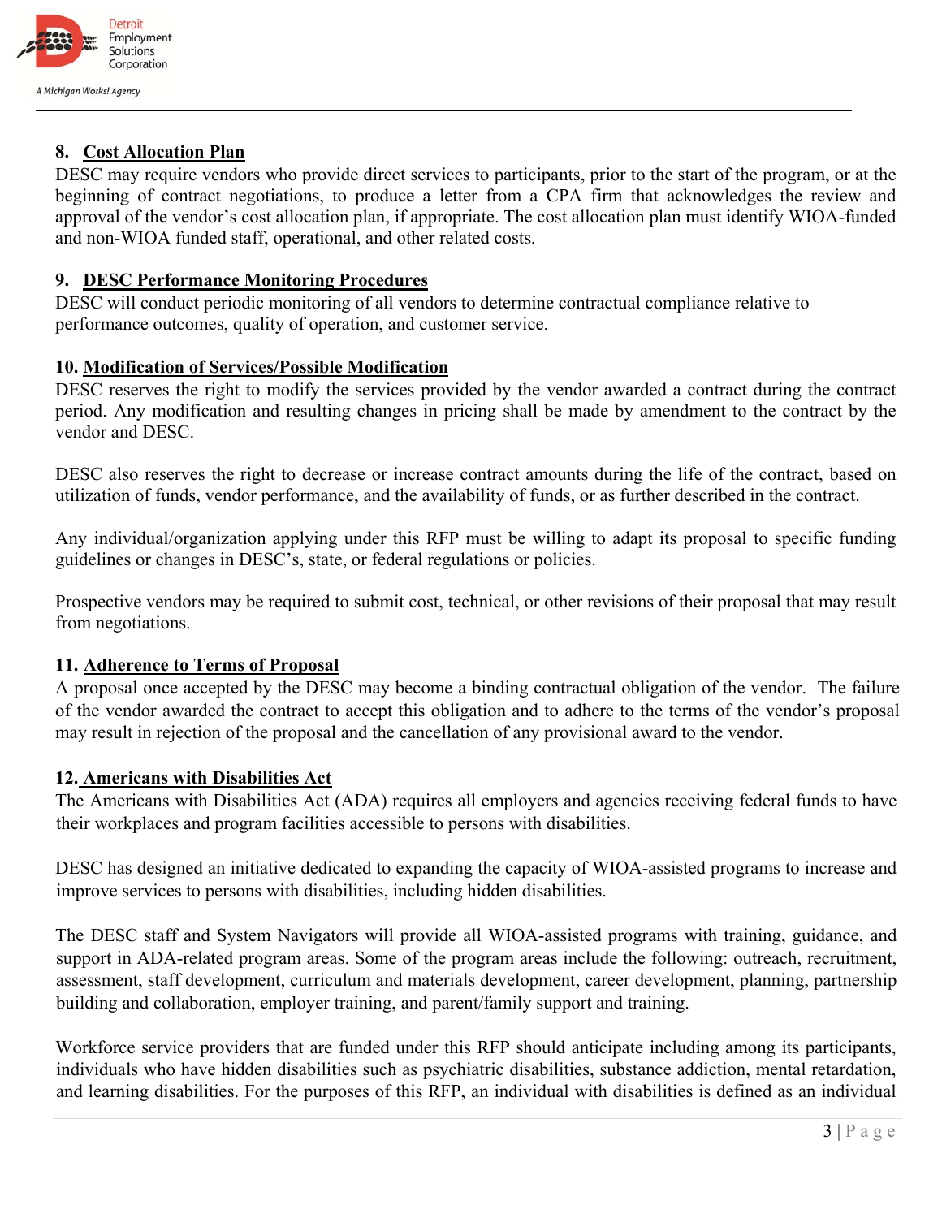### 8. Cost Allocation Plan

DESC may require vendors who provide direct services to participants, prior to the start of the program, or at the beginning of contract negotiations, to produce a letter from a CPA firm that acknowledges the review and approval of the vendor's cost allocation plan, if appropriate. The cost allocation plan must identify WIOA-funded and non-WIOA funded staff, operational, and other related costs.

### 9. DESC Performance Monitoring Procedures

DESC will conduct periodic monitoring of all vendors to determine contractual compliance relative to performance outcomes, quality of operation, and customer service.

### 10. Modification of Services/Possible Modification

DESC reserves the right to modify the services provided by the vendor awarded a contract during the contract period. Any modification and resulting changes in pricing shall be made by amendment to the contract by the vendor and DESC.

DESC also reserves the right to decrease or increase contract amounts during the life of the contract, based on utilization of funds, vendor performance, and the availability of funds, or as further described in the contract.

Any individual/organization applying under this RFP must be willing to adapt its proposal to specific funding guidelines or changes in DESC's, state, or federal regulations or policies.

Prospective vendors may be required to submit cost, technical, or other revisions of their proposal that may result from negotiations.

### 11. Adherence to Terms of Proposal

A proposal once accepted by the DESC may become a binding contractual obligation of the vendor. The failure of the vendor awarded the contract to accept this obligation and to adhere to the terms of the vendor's proposal may result in rejection of the proposal and the cancellation of any provisional award to the vendor.

### 12. Americans with Disabilities Act

The Americans with Disabilities Act (ADA) requires all employers and agencies receiving federal funds to have their workplaces and program facilities accessible to persons with disabilities.

DESC has designed an initiative dedicated to expanding the capacity of WIOA-assisted programs to increase and improve services to persons with disabilities, including hidden disabilities.

The DESC staff and System Navigators will provide all WIOA-assisted programs with training, guidance, and support in ADA-related program areas. Some of the program areas include the following: outreach, recruitment, assessment, staff development, curriculum and materials development, career development, planning, partnership building and collaboration, employer training, and parent/family support and training.

Workforce service providers that are funded under this RFP should anticipate including among its participants, individuals who have hidden disabilities such as psychiatric disabilities, substance addiction, mental retardation, and learning disabilities. For the purposes of this RFP, an individual with disabilities is defined as an individual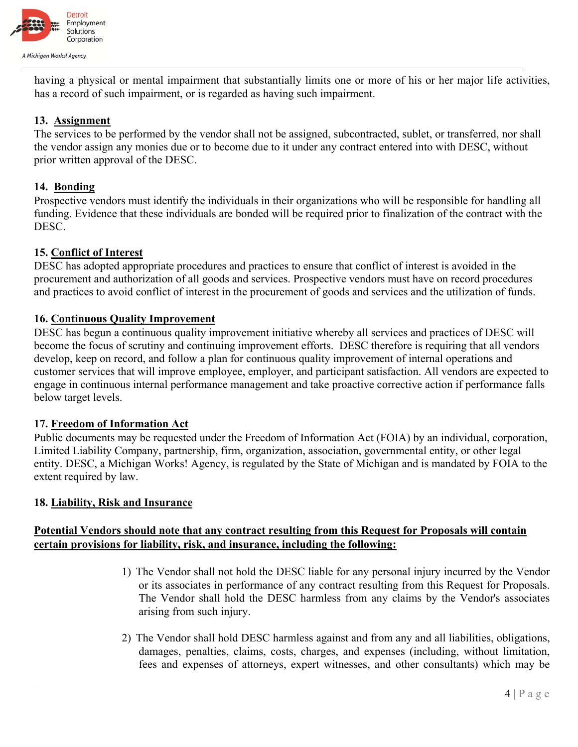having a physical or mental impairment that substantially limits one or more of his or her major life activities, has a record of such impairment, or is regarded as having such impairment.

### 13. Assignment

The services to be performed by the vendor shall not be assigned, subcontracted, sublet, or transferred, nor shall the vendor assign any monies due or to become due to it under any contract entered into with DESC, without prior written approval of the DESC.

### 14. Bonding

Prospective vendors must identify the individuals in their organizations who will be responsible for handling all funding. Evidence that these individuals are bonded will be required prior to finalization of the contract with the DESC.

### 15. Conflict of Interest

DESC has adopted appropriate procedures and practices to ensure that conflict of interest is avoided in the procurement and authorization of all goods and services. Prospective vendors must have on record procedures and practices to avoid conflict of interest in the procurement of goods and services and the utilization of funds.

### 16. Continuous Quality Improvement

DESC has begun a continuous quality improvement initiative whereby all services and practices of DESC will become the focus of scrutiny and continuing improvement efforts. DESC therefore is requiring that all vendors develop, keep on record, and follow a plan for continuous quality improvement of internal operations and customer services that will improve employee, employer, and participant satisfaction. All vendors are expected to engage in continuous internal performance management and take proactive corrective action if performance falls below target levels.

### 17. Freedom of Information Act

Public documents may be requested under the Freedom of Information Act (FOIA) by an individual, corporation, Limited Liability Company, partnership, firm, organization, association, governmental entity, or other legal entity. DESC, a Michigan Works! Agency, is regulated by the State of Michigan and is mandated by FOIA to the extent required by law.

### 18. Liability, Risk and Insurance

**Potential Vendors should note that any contract resulting from this Request for Proposals will contain certain provisions for liability, risk, and insurance, including the following:**

1) The Vendor shall not hold the DESC liable for any personal injury incurred by the Vendor or its associates in performance of any contract resulting from this Request for Proposals. The Vendor shall hold the DESC harmless from any claims by the Vendor's associates arising from such injury.

2) The Vendor shall hold DESC harmless against and from any and all liabilities, obligations, damages, penalties, claims, costs, charges, and expenses (including, without limitation, fees and expenses of attorneys, expert witnesses, and other consultants) which may be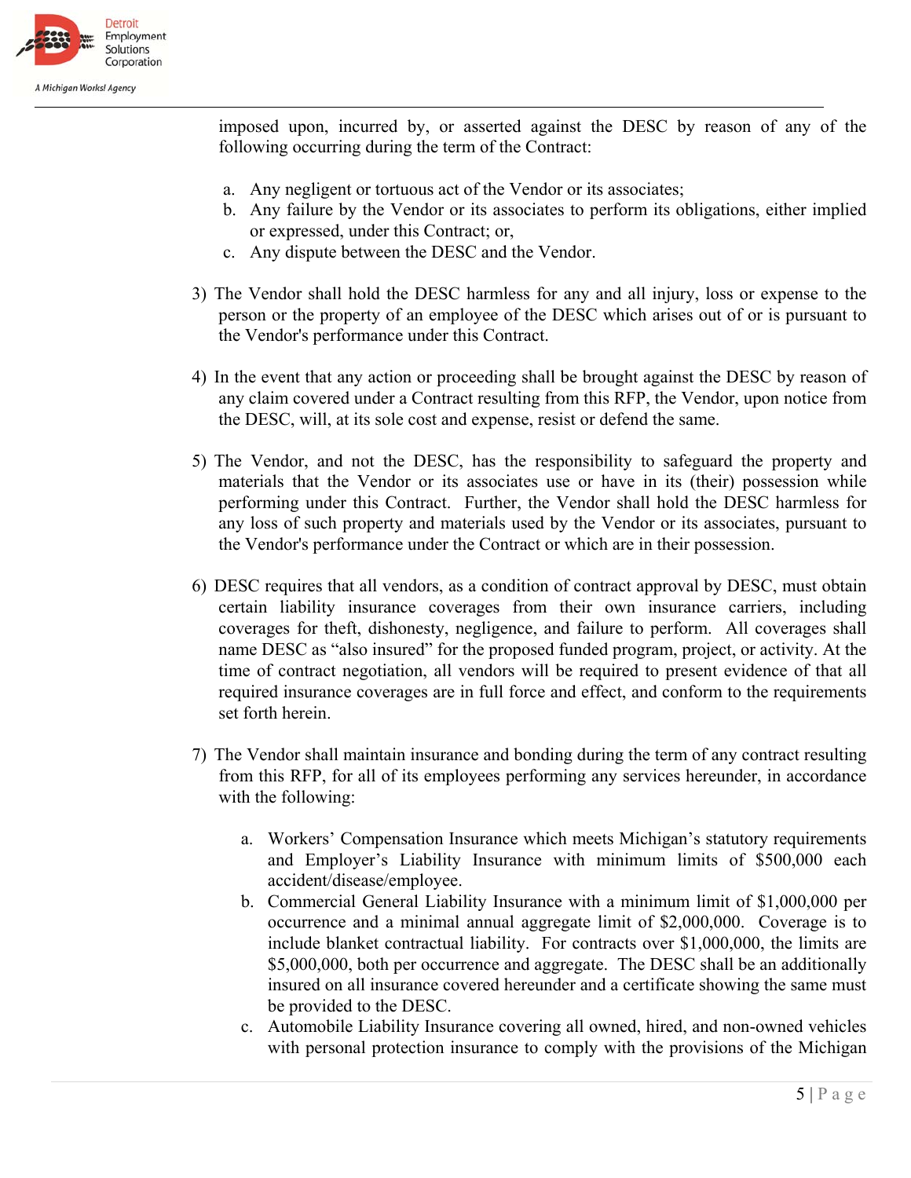imposed upon, incurred by, or asserted against the DESC by reason of any of the following occurring during the term of the Contract:

a. Any negligent or tortuous act of the Vendor or its associates;
b. Any failure by the Vendor or its associates to perform its obligations, either implied or expressed, under this Contract; or,
c. Any dispute between the DESC and the Vendor.

3) The Vendor shall hold the DESC harmless for any and all injury, loss or expense to the person or the property of an employee of the DESC which arises out of or is pursuant to the Vendor's performance under this Contract.

4) In the event that any action or proceeding shall be brought against the DESC by reason of any claim covered under a Contract resulting from this RFP, the Vendor, upon notice from the DESC, will, at its sole cost and expense, resist or defend the same.

5) The Vendor, and not the DESC, has the responsibility to safeguard the property and materials that the Vendor or its associates use or have in its (their) possession while performing under this Contract. Further, the Vendor shall hold the DESC harmless for any loss of such property and materials used by the Vendor or its associates, pursuant to the Vendor's performance under the Contract or which are in their possession.

6) DESC requires that all vendors, as a condition of contract approval by DESC, must obtain certain liability insurance coverages from their own insurance carriers, including coverages for theft, dishonesty, negligence, and failure to perform. All coverages shall name DESC as "also insured" for the proposed funded program, project, or activity. At the time of contract negotiation, all vendors will be required to present evidence of that all required insurance coverages are in full force and effect, and conform to the requirements set forth herein.

7) The Vendor shall maintain insurance and bonding during the term of any contract resulting from this RFP, for all of its employees performing any services hereunder, in accordance with the following:

   a. Workers' Compensation Insurance which meets Michigan's statutory requirements and Employer's Liability Insurance with minimum limits of $500,000 each accident/disease/employee.
   b. Commercial General Liability Insurance with a minimum limit of $1,000,000 per occurrence and a minimal annual aggregate limit of $2,000,000. Coverage is to include blanket contractual liability. For contracts over $1,000,000, the limits are $5,000,000, both per occurrence and aggregate. The DESC shall be an additionally insured on all insurance covered hereunder and a certificate showing the same must be provided to the DESC.
   c. Automobile Liability Insurance covering all owned, hired, and non-owned vehicles with personal protection insurance to comply with the provisions of the Michigan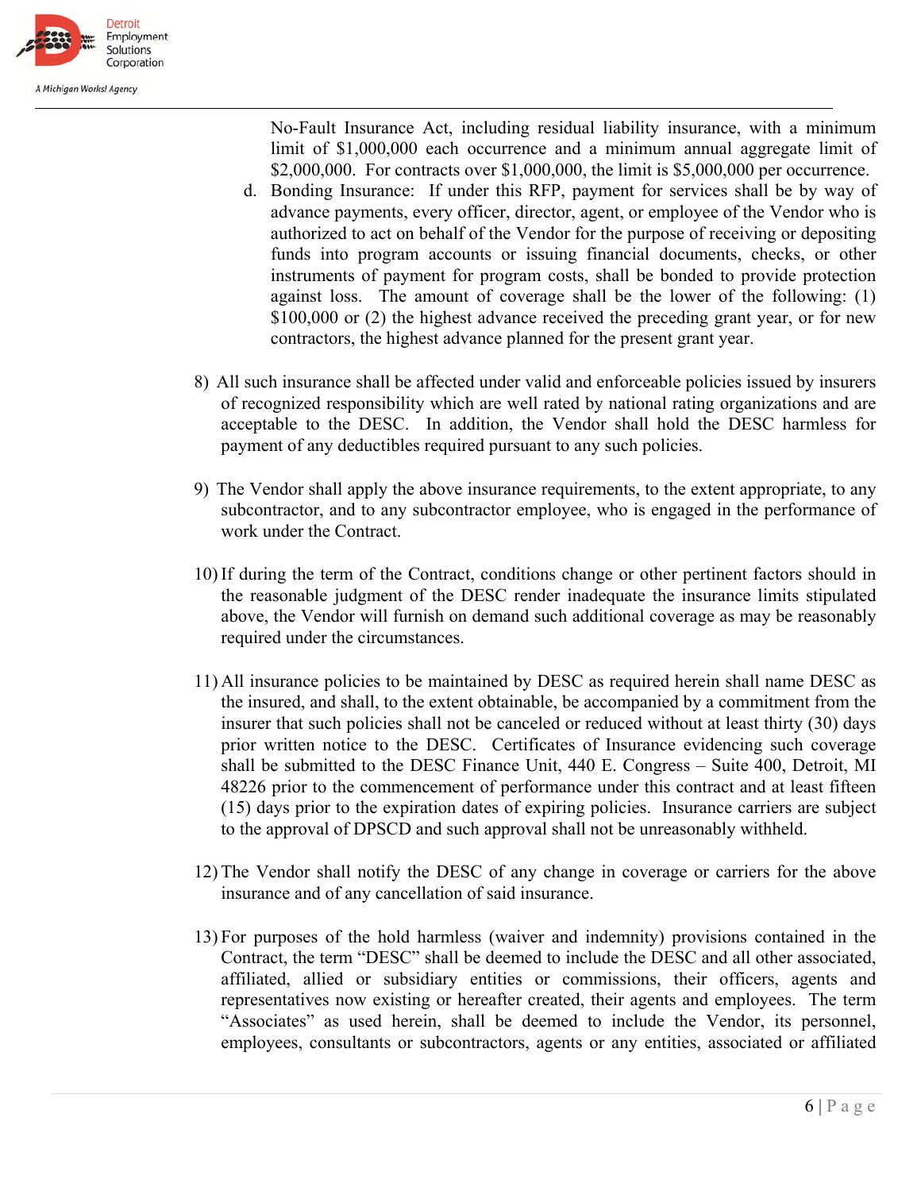No-Fault Insurance Act, including residual liability insurance, with a minimum limit of $1,000,000 each occurrence and a minimum annual aggregate limit of $2,000,000. For contracts over $1,000,000, the limit is $5,000,000 per occurrence.

d. Bonding Insurance: If under this RFP, payment for services shall be by way of advance payments, every officer, director, agent, or employee of the Vendor who is authorized to act on behalf of the Vendor for the purpose of receiving or depositing funds into program accounts or issuing financial documents, checks, or other instruments of payment for program costs, shall be bonded to provide protection against loss. The amount of coverage shall be the lower of the following: (1) $100,000 or (2) the highest advance received the preceding grant year, or for new contractors, the highest advance planned for the present grant year.

8) All such insurance shall be affected under valid and enforceable policies issued by insurers of recognized responsibility which are well rated by national rating organizations and are acceptable to the DESC. In addition, the Vendor shall hold the DESC harmless for payment of any deductibles required pursuant to any such policies.

9) The Vendor shall apply the above insurance requirements, to the extent appropriate, to any subcontractor, and to any subcontractor employee, who is engaged in the performance of work under the Contract.

10) If during the term of the Contract, conditions change or other pertinent factors should in the reasonable judgment of the DESC render inadequate the insurance limits stipulated above, the Vendor will furnish on demand such additional coverage as may be reasonably required under the circumstances.

11) All insurance policies to be maintained by DESC as required herein shall name DESC as the insured, and shall, to the extent obtainable, be accompanied by a commitment from the insurer that such policies shall not be canceled or reduced without at least thirty (30) days prior written notice to the DESC. Certificates of Insurance evidencing such coverage shall be submitted to the DESC Finance Unit, 440 E. Congress – Suite 400, Detroit, MI 48226 prior to the commencement of performance under this contract and at least fifteen (15) days prior to the expiration dates of expiring policies. Insurance carriers are subject to the approval of DPSCD and such approval shall not be unreasonably withheld.

12) The Vendor shall notify the DESC of any change in coverage or carriers for the above insurance and of any cancellation of said insurance.

13) For purposes of the hold harmless (waiver and indemnity) provisions contained in the Contract, the term "DESC" shall be deemed to include the DESC and all other associated, affiliated, allied or subsidiary entities or commissions, their officers, agents and representatives now existing or hereafter created, their agents and employees. The term "Associates" as used herein, shall be deemed to include the Vendor, its personnel, employees, consultants or subcontractors, agents or any entities, associated or affiliated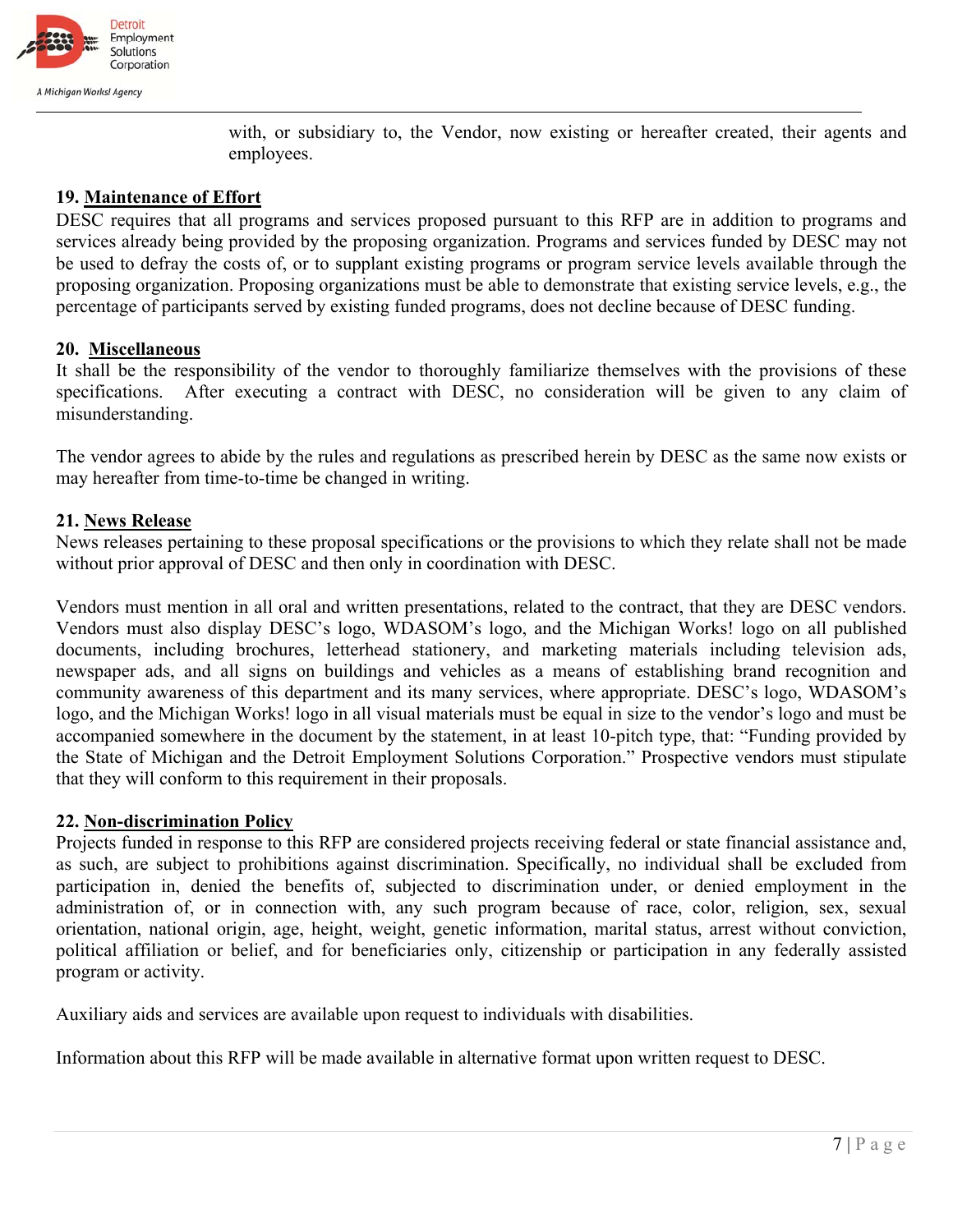with, or subsidiary to, the Vendor, now existing or hereafter created, their agents and employees.

**19. Maintenance of Effort**

DESC requires that all programs and services proposed pursuant to this RFP are in addition to programs and services already being provided by the proposing organization. Programs and services funded by DESC may not be used to defray the costs of, or to supplant existing programs or program service levels available through the proposing organization. Proposing organizations must be able to demonstrate that existing service levels, e.g., the percentage of participants served by existing funded programs, does not decline because of DESC funding.

**20. Miscellaneous**

It shall be the responsibility of the vendor to thoroughly familiarize themselves with the provisions of these specifications. After executing a contract with DESC, no consideration will be given to any claim of misunderstanding.

The vendor agrees to abide by the rules and regulations as prescribed herein by DESC as the same now exists or may hereafter from time-to-time be changed in writing.

**21. News Release**

News releases pertaining to these proposal specifications or the provisions to which they relate shall not be made without prior approval of DESC and then only in coordination with DESC.

Vendors must mention in all oral and written presentations, related to the contract, that they are DESC vendors. Vendors must also display DESC's logo, WDASOM's logo, and the Michigan Works! logo on all published documents, including brochures, letterhead stationery, and marketing materials including television ads, newspaper ads, and all signs on buildings and vehicles as a means of establishing brand recognition and community awareness of this department and its many services, where appropriate. DESC's logo, WDASOM's logo, and the Michigan Works! logo in all visual materials must be equal in size to the vendor's logo and must be accompanied somewhere in the document by the statement, in at least 10-pitch type, that: "Funding provided by the State of Michigan and the Detroit Employment Solutions Corporation." Prospective vendors must stipulate that they will conform to this requirement in their proposals.

**22. Non-discrimination Policy**

Projects funded in response to this RFP are considered projects receiving federal or state financial assistance and, as such, are subject to prohibitions against discrimination. Specifically, no individual shall be excluded from participation in, denied the benefits of, subjected to discrimination under, or denied employment in the administration of, or in connection with, any such program because of race, color, religion, sex, sexual orientation, national origin, age, height, weight, genetic information, marital status, arrest without conviction, political affiliation or belief, and for beneficiaries only, citizenship or participation in any federally assisted program or activity.

Auxiliary aids and services are available upon request to individuals with disabilities.

Information about this RFP will be made available in alternative format upon written request to DESC.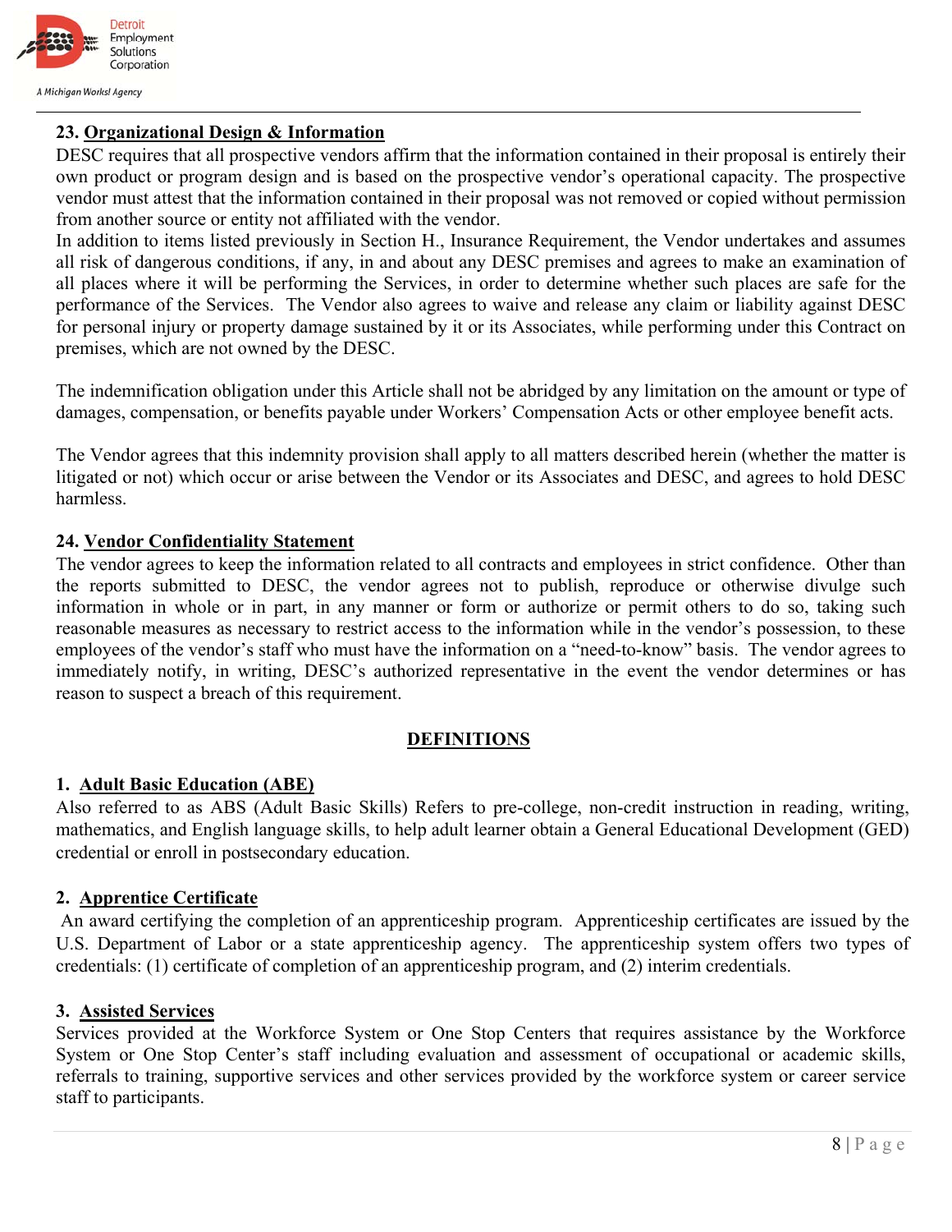### 23. Organizational Design & Information

DESC requires that all prospective vendors affirm that the information contained in their proposal is entirely their own product or program design and is based on the prospective vendor's operational capacity. The prospective vendor must attest that the information contained in their proposal was not removed or copied without permission from another source or entity not affiliated with the vendor.

In addition to items listed previously in Section H., Insurance Requirement, the Vendor undertakes and assumes all risk of dangerous conditions, if any, in and about any DESC premises and agrees to make an examination of all places where it will be performing the Services, in order to determine whether such places are safe for the performance of the Services. The Vendor also agrees to waive and release any claim or liability against DESC for personal injury or property damage sustained by it or its Associates, while performing under this Contract on premises, which are not owned by the DESC.

The indemnification obligation under this Article shall not be abridged by any limitation on the amount or type of damages, compensation, or benefits payable under Workers' Compensation Acts or other employee benefit acts.

The Vendor agrees that this indemnity provision shall apply to all matters described herein (whether the matter is litigated or not) which occur or arise between the Vendor or its Associates and DESC, and agrees to hold DESC harmless.

### 24. Vendor Confidentiality Statement

The vendor agrees to keep the information related to all contracts and employees in strict confidence. Other than the reports submitted to DESC, the vendor agrees not to publish, reproduce or otherwise divulge such information in whole or in part, in any manner or form or authorize or permit others to do so, taking such reasonable measures as necessary to restrict access to the information while in the vendor's possession, to these employees of the vendor's staff who must have the information on a "need-to-know" basis. The vendor agrees to immediately notify, in writing, DESC's authorized representative in the event the vendor determines or has reason to suspect a breach of this requirement.

## DEFINITIONS

### 1. Adult Basic Education (ABE)

Also referred to as ABS (Adult Basic Skills) Refers to pre-college, non-credit instruction in reading, writing, mathematics, and English language skills, to help adult learner obtain a General Educational Development (GED) credential or enroll in postsecondary education.

### 2. Apprentice Certificate

An award certifying the completion of an apprenticeship program. Apprenticeship certificates are issued by the U.S. Department of Labor or a state apprenticeship agency. The apprenticeship system offers two types of credentials: (1) certificate of completion of an apprenticeship program, and (2) interim credentials.

### 3. Assisted Services

Services provided at the Workforce System or One Stop Centers that requires assistance by the Workforce System or One Stop Center's staff including evaluation and assessment of occupational or academic skills, referrals to training, supportive services and other services provided by the workforce system or career service staff to participants.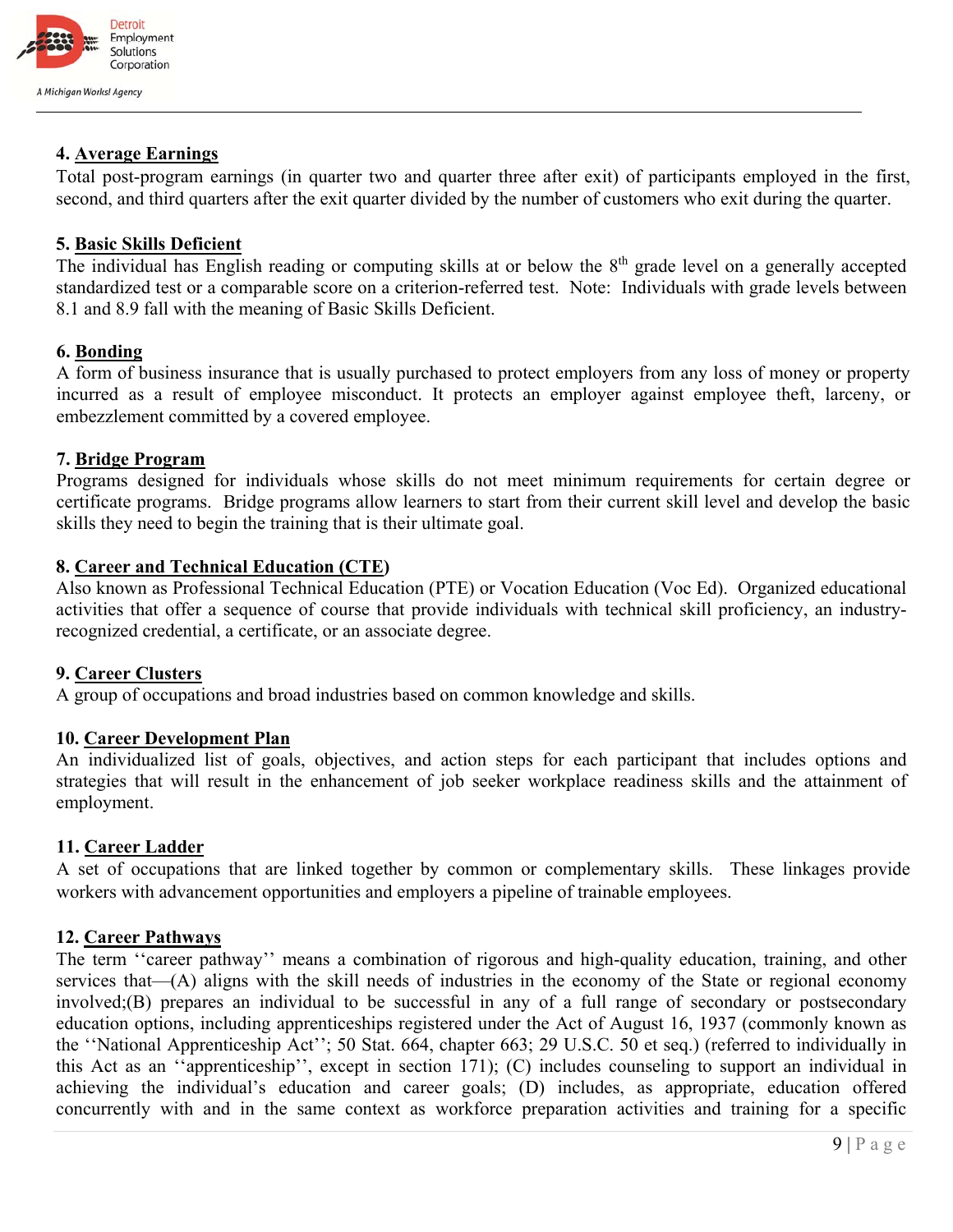**4. Average Earnings**
Total post-program earnings (in quarter two and quarter three after exit) of participants employed in the first, second, and third quarters after the exit quarter divided by the number of customers who exit during the quarter.

**5. Basic Skills Deficient**
The individual has English reading or computing skills at or below the 8th grade level on a generally accepted standardized test or a comparable score on a criterion-referred test. Note: Individuals with grade levels between 8.1 and 8.9 fall with the meaning of Basic Skills Deficient.

**6. Bonding**
A form of business insurance that is usually purchased to protect employers from any loss of money or property incurred as a result of employee misconduct. It protects an employer against employee theft, larceny, or embezzlement committed by a covered employee.

**7. Bridge Program**
Programs designed for individuals whose skills do not meet minimum requirements for certain degree or certificate programs. Bridge programs allow learners to start from their current skill level and develop the basic skills they need to begin the training that is their ultimate goal.

**8. Career and Technical Education (CTE)**
Also known as Professional Technical Education (PTE) or Vocation Education (Voc Ed). Organized educational activities that offer a sequence of course that provide individuals with technical skill proficiency, an industry-recognized credential, a certificate, or an associate degree.

**9. Career Clusters**
A group of occupations and broad industries based on common knowledge and skills.

**10. Career Development Plan**
An individualized list of goals, objectives, and action steps for each participant that includes options and strategies that will result in the enhancement of job seeker workplace readiness skills and the attainment of employment.

**11. Career Ladder**
A set of occupations that are linked together by common or complementary skills. These linkages provide workers with advancement opportunities and employers a pipeline of trainable employees.

**12. Career Pathways**
The term ''career pathway'' means a combination of rigorous and high-quality education, training, and other services that—(A) aligns with the skill needs of industries in the economy of the State or regional economy involved;(B) prepares an individual to be successful in any of a full range of secondary or postsecondary education options, including apprenticeships registered under the Act of August 16, 1937 (commonly known as the ''National Apprenticeship Act''; 50 Stat. 664, chapter 663; 29 U.S.C. 50 et seq.) (referred to individually in this Act as an ''apprenticeship'', except in section 171); (C) includes counseling to support an individual in achieving the individual's education and career goals; (D) includes, as appropriate, education offered concurrently with and in the same context as workforce preparation activities and training for a specific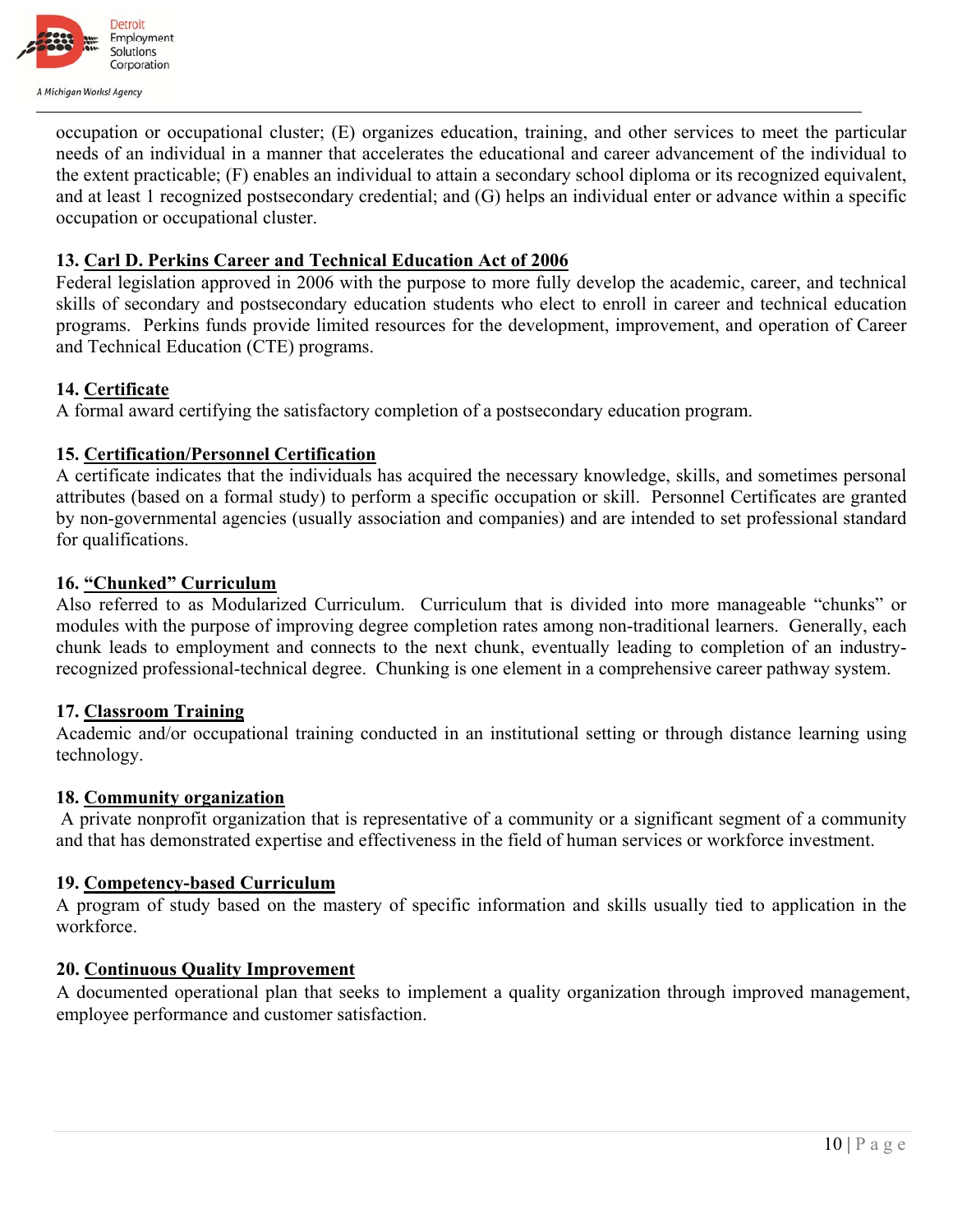occupation or occupational cluster; (E) organizes education, training, and other services to meet the particular needs of an individual in a manner that accelerates the educational and career advancement of the individual to the extent practicable; (F) enables an individual to attain a secondary school diploma or its recognized equivalent, and at least 1 recognized postsecondary credential; and (G) helps an individual enter or advance within a specific occupation or occupational cluster.

**13. <u>Carl D. Perkins Career and Technical Education Act of 2006</u>**
Federal legislation approved in 2006 with the purpose to more fully develop the academic, career, and technical skills of secondary and postsecondary education students who elect to enroll in career and technical education programs. Perkins funds provide limited resources for the development, improvement, and operation of Career and Technical Education (CTE) programs.

**14. <u>Certificate</u>**
A formal award certifying the satisfactory completion of a postsecondary education program.

**15. <u>Certification/Personnel Certification</u>**
A certificate indicates that the individuals has acquired the necessary knowledge, skills, and sometimes personal attributes (based on a formal study) to perform a specific occupation or skill. Personnel Certificates are granted by non-governmental agencies (usually association and companies) and are intended to set professional standard for qualifications.

**16. <u>"Chunked" Curriculum</u>**
Also referred to as Modularized Curriculum. Curriculum that is divided into more manageable "chunks" or modules with the purpose of improving degree completion rates among non-traditional learners. Generally, each chunk leads to employment and connects to the next chunk, eventually leading to completion of an industry-recognized professional-technical degree. Chunking is one element in a comprehensive career pathway system.

**17. <u>Classroom Training</u>**
Academic and/or occupational training conducted in an institutional setting or through distance learning using technology.

**18. <u>Community organization</u>**
A private nonprofit organization that is representative of a community or a significant segment of a community and that has demonstrated expertise and effectiveness in the field of human services or workforce investment.

**19. <u>Competency-based Curriculum</u>**
A program of study based on the mastery of specific information and skills usually tied to application in the workforce.

**20. <u>Continuous Quality Improvement</u>**
A documented operational plan that seeks to implement a quality organization through improved management, employee performance and customer satisfaction.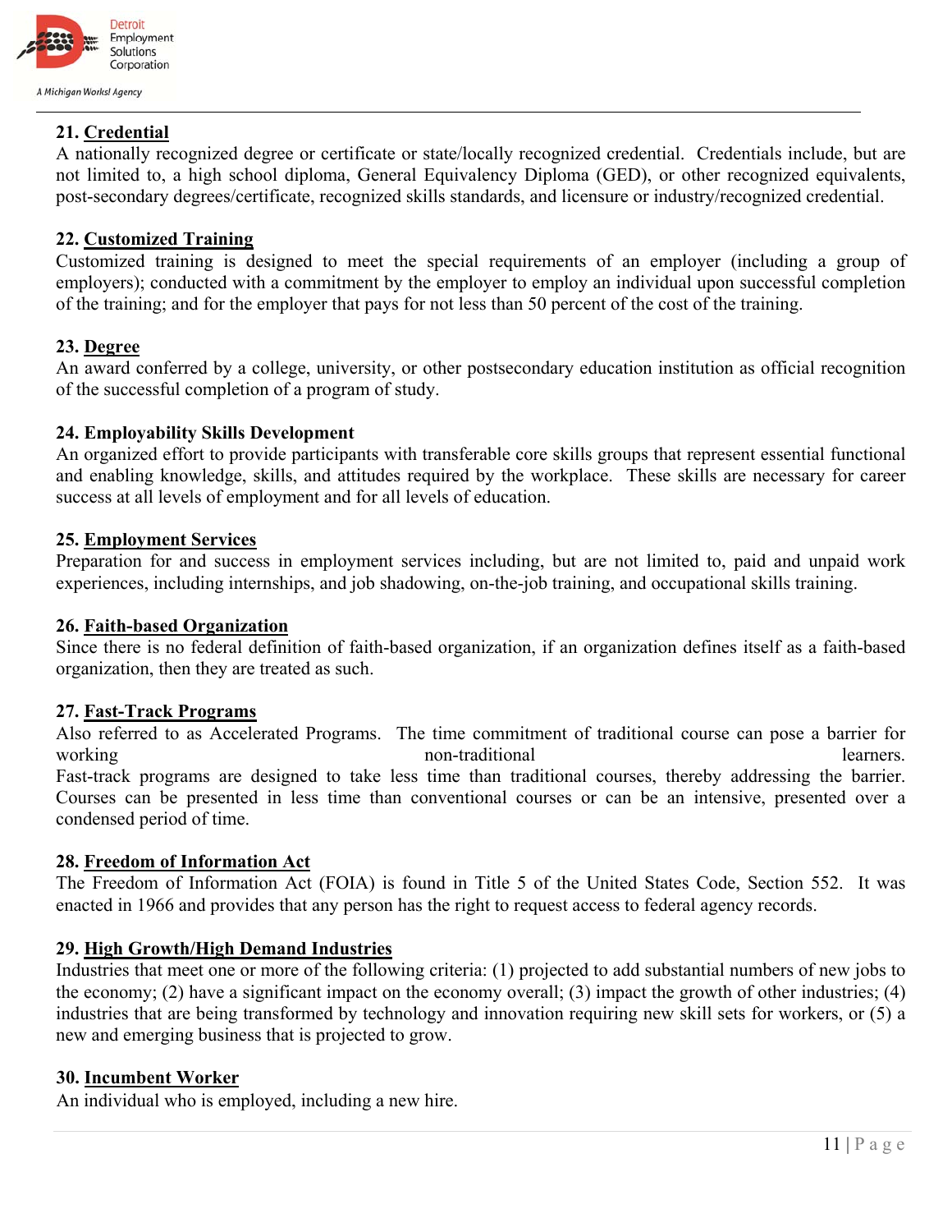**21. Credential**

A nationally recognized degree or certificate or state/locally recognized credential. Credentials include, but are not limited to, a high school diploma, General Equivalency Diploma (GED), or other recognized equivalents, post-secondary degrees/certificate, recognized skills standards, and licensure or industry/recognized credential.

**22. Customized Training**

Customized training is designed to meet the special requirements of an employer (including a group of employers); conducted with a commitment by the employer to employ an individual upon successful completion of the training; and for the employer that pays for not less than 50 percent of the cost of the training.

**23. Degree**

An award conferred by a college, university, or other postsecondary education institution as official recognition of the successful completion of a program of study.

**24. Employability Skills Development**

An organized effort to provide participants with transferable core skills groups that represent essential functional and enabling knowledge, skills, and attitudes required by the workplace. These skills are necessary for career success at all levels of employment and for all levels of education.

**25. Employment Services**

Preparation for and success in employment services including, but are not limited to, paid and unpaid work experiences, including internships, and job shadowing, on-the-job training, and occupational skills training.

**26. Faith-based Organization**

Since there is no federal definition of faith-based organization, if an organization defines itself as a faith-based organization, then they are treated as such.

**27. Fast-Track Programs**

Also referred to as Accelerated Programs. The time commitment of traditional course can pose a barrier for working non-traditional learners. Fast-track programs are designed to take less time than traditional courses, thereby addressing the barrier. Courses can be presented in less time than conventional courses or can be an intensive, presented over a condensed period of time.

**28. Freedom of Information Act**

The Freedom of Information Act (FOIA) is found in Title 5 of the United States Code, Section 552. It was enacted in 1966 and provides that any person has the right to request access to federal agency records.

**29. High Growth/High Demand Industries**

Industries that meet one or more of the following criteria: (1) projected to add substantial numbers of new jobs to the economy; (2) have a significant impact on the economy overall; (3) impact the growth of other industries; (4) industries that are being transformed by technology and innovation requiring new skill sets for workers, or (5) a new and emerging business that is projected to grow.

**30. Incumbent Worker**

An individual who is employed, including a new hire.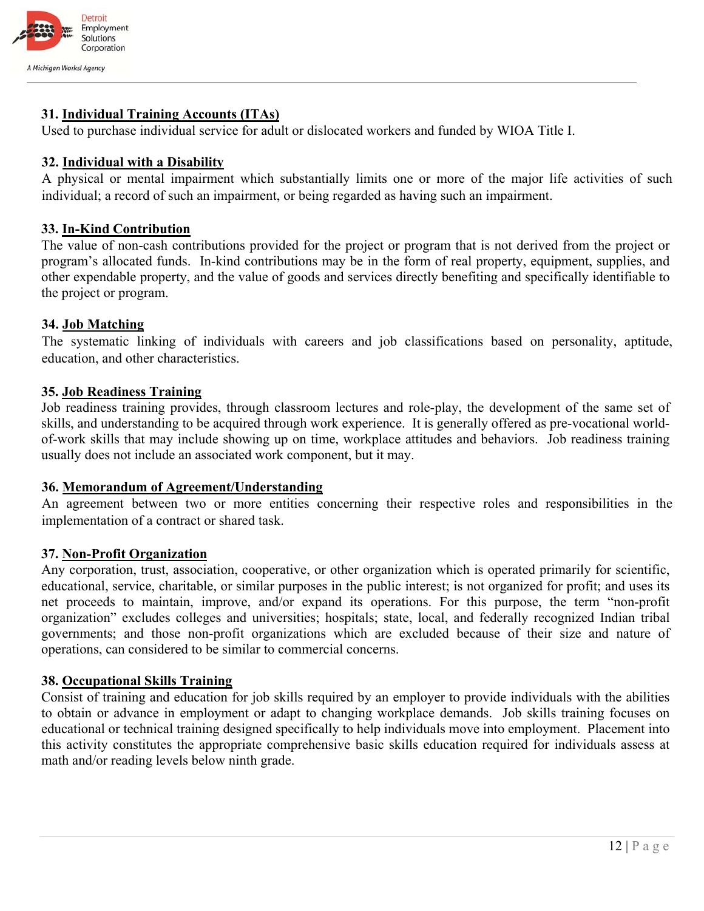**31. Individual Training Accounts (ITAs)**
Used to purchase individual service for adult or dislocated workers and funded by WIOA Title I.

**32. Individual with a Disability**
A physical or mental impairment which substantially limits one or more of the major life activities of such individual; a record of such an impairment, or being regarded as having such an impairment.

**33. In-Kind Contribution**
The value of non-cash contributions provided for the project or program that is not derived from the project or program's allocated funds. In-kind contributions may be in the form of real property, equipment, supplies, and other expendable property, and the value of goods and services directly benefiting and specifically identifiable to the project or program.

**34. Job Matching**
The systematic linking of individuals with careers and job classifications based on personality, aptitude, education, and other characteristics.

**35. Job Readiness Training**
Job readiness training provides, through classroom lectures and role-play, the development of the same set of skills, and understanding to be acquired through work experience. It is generally offered as pre-vocational world-of-work skills that may include showing up on time, workplace attitudes and behaviors. Job readiness training usually does not include an associated work component, but it may.

**36. Memorandum of Agreement/Understanding**
An agreement between two or more entities concerning their respective roles and responsibilities in the implementation of a contract or shared task.

**37. Non-Profit Organization**
Any corporation, trust, association, cooperative, or other organization which is operated primarily for scientific, educational, service, charitable, or similar purposes in the public interest; is not organized for profit; and uses its net proceeds to maintain, improve, and/or expand its operations. For this purpose, the term "non-profit organization" excludes colleges and universities; hospitals; state, local, and federally recognized Indian tribal governments; and those non-profit organizations which are excluded because of their size and nature of operations, can considered to be similar to commercial concerns.

**38. Occupational Skills Training**
Consist of training and education for job skills required by an employer to provide individuals with the abilities to obtain or advance in employment or adapt to changing workplace demands. Job skills training focuses on educational or technical training designed specifically to help individuals move into employment. Placement into this activity constitutes the appropriate comprehensive basic skills education required for individuals assess at math and/or reading levels below ninth grade.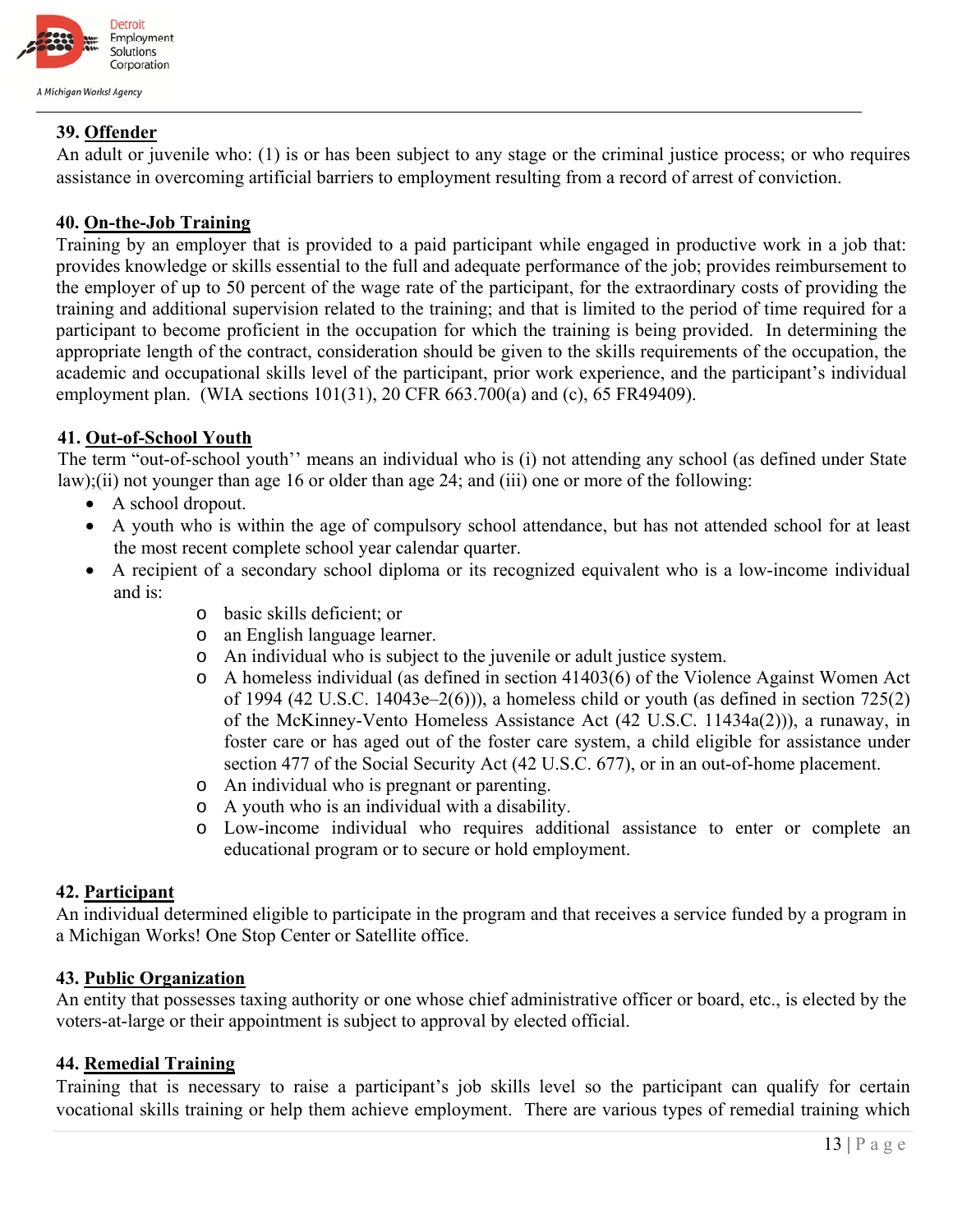**39. Offender**

An adult or juvenile who: (1) is or has been subject to any stage or the criminal justice process; or who requires assistance in overcoming artificial barriers to employment resulting from a record of arrest of conviction.

**40. On-the-Job Training**

Training by an employer that is provided to a paid participant while engaged in productive work in a job that: provides knowledge or skills essential to the full and adequate performance of the job; provides reimbursement to the employer of up to 50 percent of the wage rate of the participant, for the extraordinary costs of providing the training and additional supervision related to the training; and that is limited to the period of time required for a participant to become proficient in the occupation for which the training is being provided. In determining the appropriate length of the contract, consideration should be given to the skills requirements of the occupation, the academic and occupational skills level of the participant, prior work experience, and the participant's individual employment plan. (WIA sections 101(31), 20 CFR 663.700(a) and (c), 65 FR49409).

**41. Out-of-School Youth**

The term "out-of-school youth'' means an individual who is (i) not attending any school (as defined under State law);(ii) not younger than age 16 or older than age 24; and (iii) one or more of the following:

- A school dropout.
- A youth who is within the age of compulsory school attendance, but has not attended school for at least the most recent complete school year calendar quarter.
- A recipient of a secondary school diploma or its recognized equivalent who is a low-income individual and is:
  - basic skills deficient; or
  - an English language learner.
  - An individual who is subject to the juvenile or adult justice system.
  - A homeless individual (as defined in section 41403(6) of the Violence Against Women Act of 1994 (42 U.S.C. 14043e–2(6))), a homeless child or youth (as defined in section 725(2) of the McKinney-Vento Homeless Assistance Act (42 U.S.C. 11434a(2))), a runaway, in foster care or has aged out of the foster care system, a child eligible for assistance under section 477 of the Social Security Act (42 U.S.C. 677), or in an out-of-home placement.
  - An individual who is pregnant or parenting.
  - A youth who is an individual with a disability.
  - Low-income individual who requires additional assistance to enter or complete an educational program or to secure or hold employment.

**42. Participant**

An individual determined eligible to participate in the program and that receives a service funded by a program in a Michigan Works! One Stop Center or Satellite office.

**43. Public Organization**

An entity that possesses taxing authority or one whose chief administrative officer or board, etc., is elected by the voters-at-large or their appointment is subject to approval by elected official.

**44. Remedial Training**

Training that is necessary to raise a participant's job skills level so the participant can qualify for certain vocational skills training or help them achieve employment. There are various types of remedial training which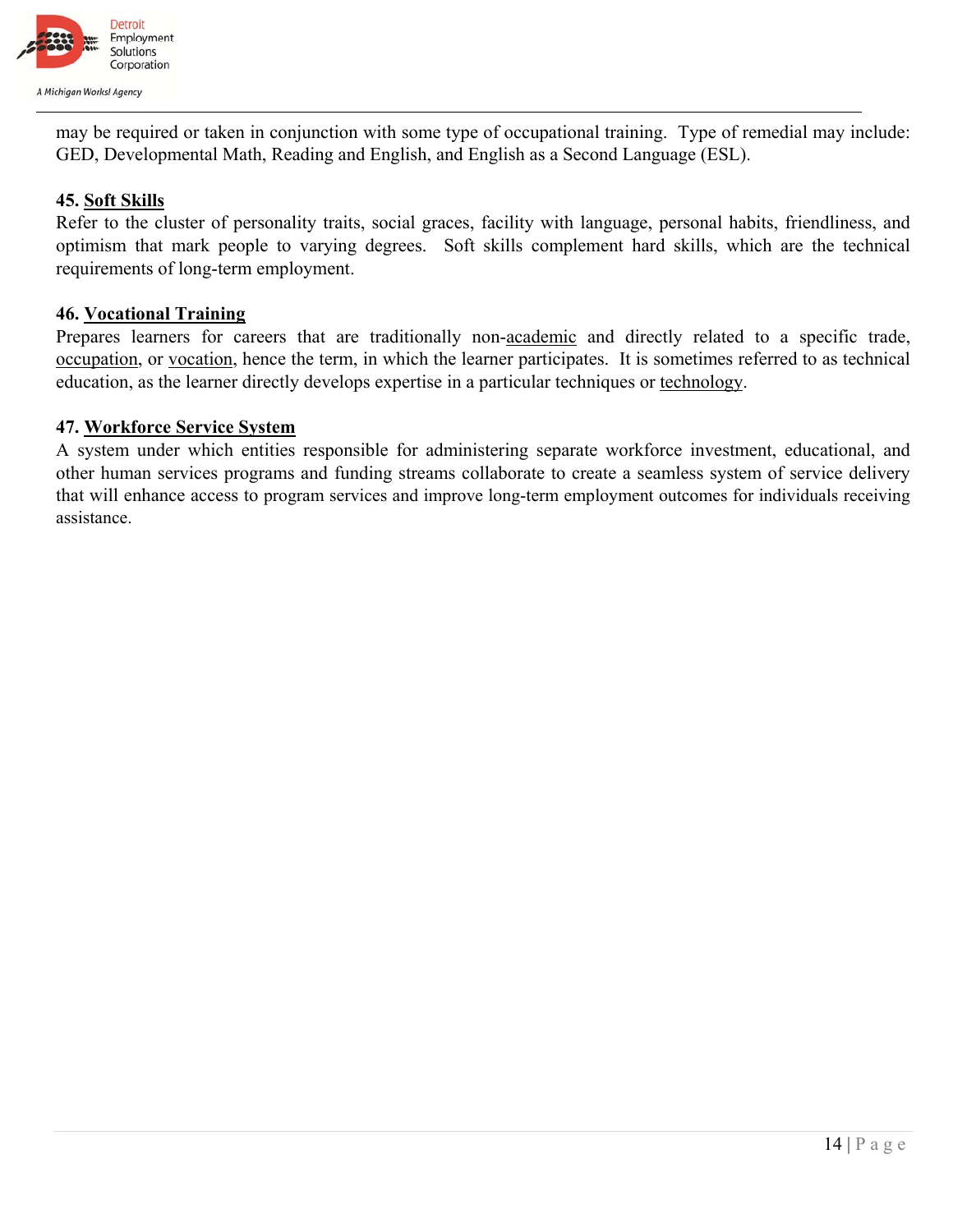may be required or taken in conjunction with some type of occupational training. Type of remedial may include: GED, Developmental Math, Reading and English, and English as a Second Language (ESL).

**45. Soft Skills**

Refer to the cluster of personality traits, social graces, facility with language, personal habits, friendliness, and optimism that mark people to varying degrees. Soft skills complement hard skills, which are the technical requirements of long-term employment.

**46. Vocational Training**

Prepares learners for careers that are traditionally non-academic and directly related to a specific trade, occupation, or vocation, hence the term, in which the learner participates. It is sometimes referred to as technical education, as the learner directly develops expertise in a particular techniques or technology.

**47. Workforce Service System**

A system under which entities responsible for administering separate workforce investment, educational, and other human services programs and funding streams collaborate to create a seamless system of service delivery that will enhance access to program services and improve long-term employment outcomes for individuals receiving assistance.